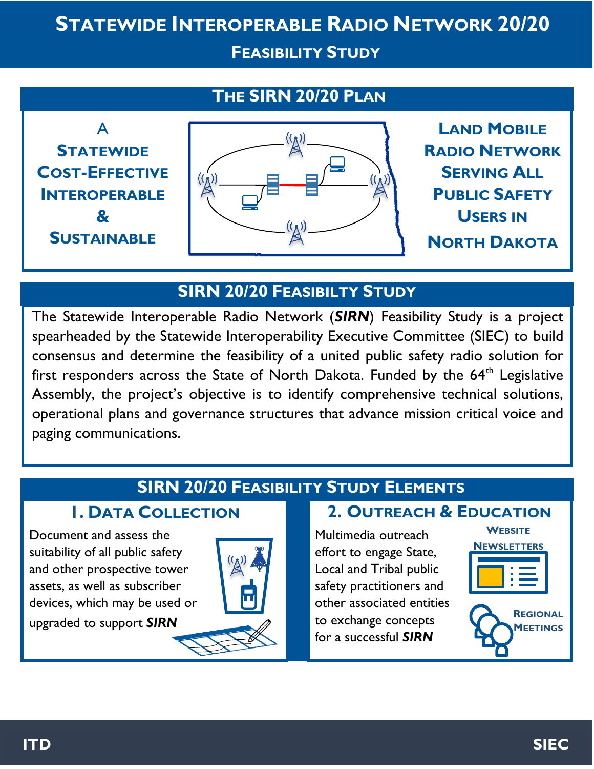# Statewide Interoperable Radio Network 20/20

## Feasibility Study

## The SIRN 20/20 Plan

A Statewide Cost-Effective Interoperable & Sustainable

Land Mobile Radio Network Serving All Public Safety Users in North Dakota

## SIRN 20/20 Feasibilty Study

The Statewide Interoperable Radio Network (***SIRN***) Feasibility Study is a project spearheaded by the Statewide Interoperability Executive Committee (SIEC) to build consensus and determine the feasibility of a united public safety radio solution for first responders across the State of North Dakota. Funded by the 64th Legislative Assembly, the project's objective is to identify comprehensive technical solutions, operational plans and governance structures that advance mission critical voice and paging communications.

## SIRN 20/20 Feasibility Study Elements

### 1. Data Collection

Document and assess the suitability of all public safety and other prospective tower assets, as well as subscriber devices, which may be used or upgraded to support ***SIRN***

### 2. Outreach & Education

Multimedia outreach effort to engage State, Local and Tribal public safety practitioners and other associated entities to exchange concepts for a successful ***SIRN***

- Website
- Newsletters
- Regional Meetings

ITD

SIEC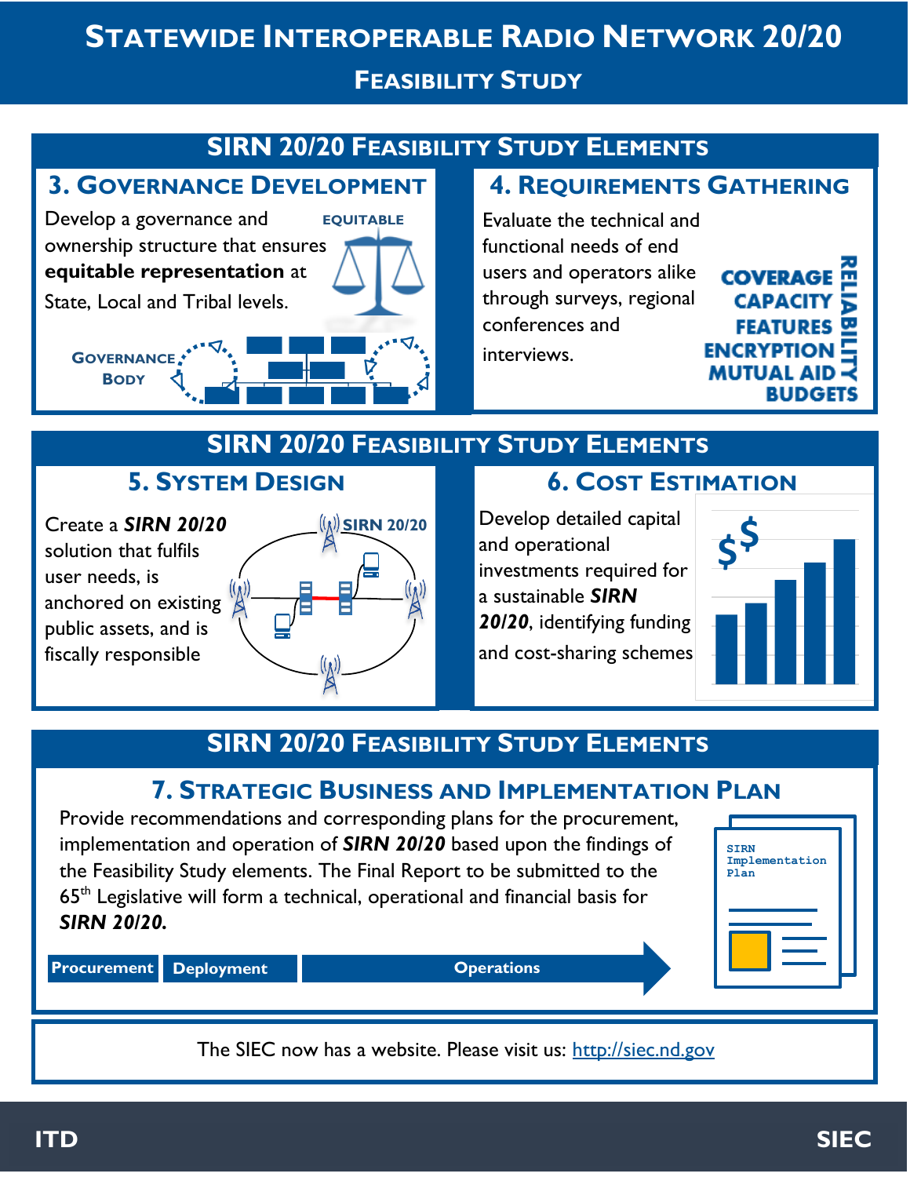# Statewide Interoperable Radio Network 20/20

## Feasibility Study

## SIRN 20/20 Feasibility Study Elements

### 3. Governance Development

Develop a governance and ownership structure that ensures **equitable representation** at State, Local and Tribal levels.

EQUITABLE

GOVERNANCE BODY

### 4. Requirements Gathering

Evaluate the technical and functional needs of end users and operators alike through surveys, regional conferences and interviews.

COVERAGE
CAPACITY
FEATURES
ENCRYPTION
MUTUAL AID
BUDGETS
RELIABILITY

## SIRN 20/20 Feasibility Study Elements

### 5. System Design

Create a ***SIRN 20/20*** solution that fulfils user needs, is anchored on existing public assets, and is fiscally responsible

SIRN 20/20

### 6. Cost Estimation

Develop detailed capital and operational investments required for a sustainable ***SIRN 20/20***, identifying funding and cost-sharing schemes

## SIRN 20/20 Feasibility Study Elements

### 7. Strategic Business and Implementation Plan

Provide recommendations and corresponding plans for the procurement, implementation and operation of ***SIRN 20/20*** based upon the findings of the Feasibility Study elements. The Final Report to be submitted to the 65th Legislative will form a technical, operational and financial basis for ***SIRN 20/20.***

**Procurement** → **Deployment** → **Operations**

SIRN Implementation Plan

The SIEC now has a website. Please visit us: [http://siec.nd.gov](http://siec.nd.gov)

ITD SIEC